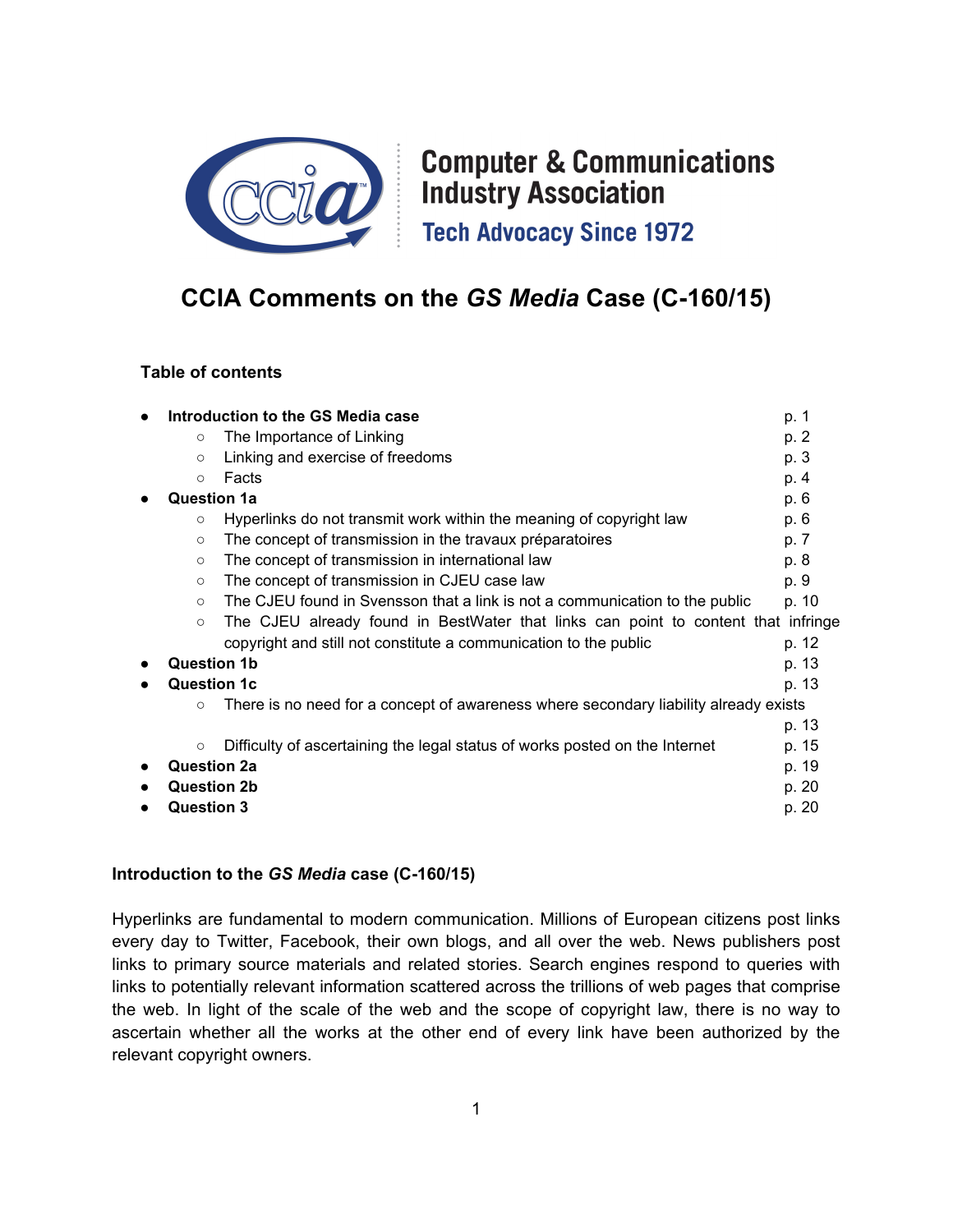Computer & Communications Industry Association

Tech Advocacy Since 1972

# CCIA Comments on the *GS Media* Case (C-160/15)

**Table of contents**

- **Introduction to the GS Media case** p. 1
    - The Importance of Linking p. 2
    - Linking and exercise of freedoms p. 3
    - Facts p. 4
- **Question 1a** p. 6
    - Hyperlinks do not transmit work within the meaning of copyright law p. 6
    - The concept of transmission in the travaux préparatoires p. 7
    - The concept of transmission in international law p. 8
    - The concept of transmission in CJEU case law p. 9
    - The CJEU found in Svensson that a link is not a communication to the public p. 10
    - The CJEU already found in BestWater that links can point to content that infringe copyright and still not constitute a communication to the public p. 12
- **Question 1b** p. 13
- **Question 1c** p. 13
    - There is no need for a concept of awareness where secondary liability already exists p. 13
    - Difficulty of ascertaining the legal status of works posted on the Internet p. 15
- **Question 2a** p. 19
- **Question 2b** p. 20
- **Question 3** p. 20

## Introduction to the *GS Media* case (C-160/15)

Hyperlinks are fundamental to modern communication. Millions of European citizens post links every day to Twitter, Facebook, their own blogs, and all over the web. News publishers post links to primary source materials and related stories. Search engines respond to queries with links to potentially relevant information scattered across the trillions of web pages that comprise the web. In light of the scale of the web and the scope of copyright law, there is no way to ascertain whether all the works at the other end of every link have been authorized by the relevant copyright owners.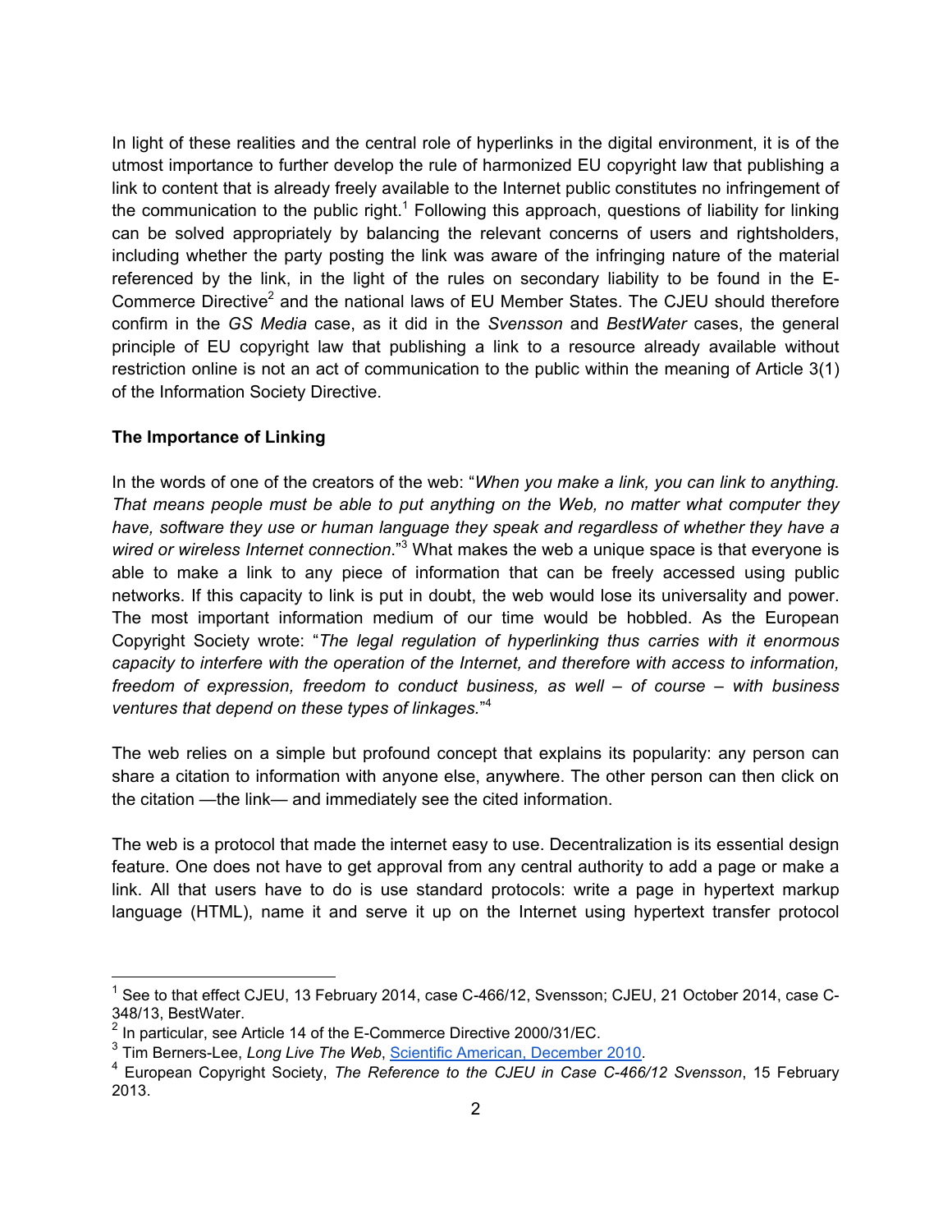In light of these realities and the central role of hyperlinks in the digital environment, it is of the utmost importance to further develop the rule of harmonized EU copyright law that publishing a link to content that is already freely available to the Internet public constitutes no infringement of the communication to the public right.[1] Following this approach, questions of liability for linking can be solved appropriately by balancing the relevant concerns of users and rightsholders, including whether the party posting the link was aware of the infringing nature of the material referenced by the link, in the light of the rules on secondary liability to be found in the E-Commerce Directive[2] and the national laws of EU Member States. The CJEU should therefore confirm in the *GS Media* case, as it did in the *Svensson* and *BestWater* cases, the general principle of EU copyright law that publishing a link to a resource already available without restriction online is not an act of communication to the public within the meaning of Article 3(1) of the Information Society Directive.

**The Importance of Linking**

In the words of one of the creators of the web: "*When you make a link, you can link to anything. That means people must be able to put anything on the Web, no matter what computer they have, software they use or human language they speak and regardless of whether they have a wired or wireless Internet connection*."[3] What makes the web a unique space is that everyone is able to make a link to any piece of information that can be freely accessed using public networks. If this capacity to link is put in doubt, the web would lose its universality and power. The most important information medium of our time would be hobbled. As the European Copyright Society wrote: "*The legal regulation of hyperlinking thus carries with it enormous capacity to interfere with the operation of the Internet, and therefore with access to information, freedom of expression, freedom to conduct business, as well – of course – with business ventures that depend on these types of linkages*."[4]

The web relies on a simple but profound concept that explains its popularity: any person can share a citation to information with anyone else, anywhere. The other person can then click on the citation —the link— and immediately see the cited information.

The web is a protocol that made the internet easy to use. Decentralization is its essential design feature. One does not have to get approval from any central authority to add a page or make a link. All that users have to do is use standard protocols: write a page in hypertext markup language (HTML), name it and serve it up on the Internet using hypertext transfer protocol

---

[1] See to that effect CJEU, 13 February 2014, case C-466/12, Svensson; CJEU, 21 October 2014, case C-348/13, BestWater.

[2] In particular, see Article 14 of the E-Commerce Directive 2000/31/EC.

[3] Tim Berners-Lee, *Long Live The Web*, Scientific American, December 2010.

[4] European Copyright Society, *The Reference to the CJEU in Case C-466/12 Svensson*, 15 February 2013.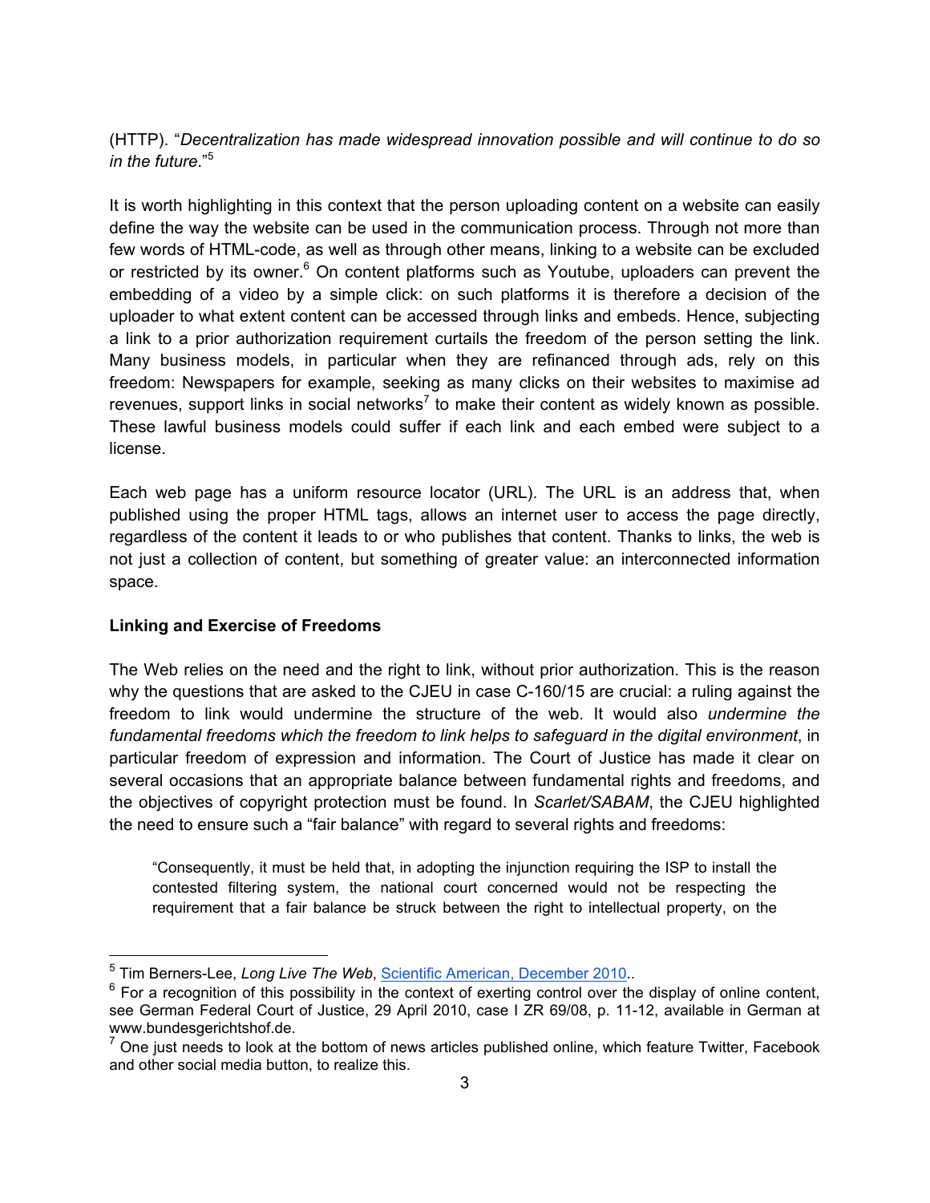(HTTP). "*Decentralization has made widespread innovation possible and will continue to do so in the future*."[5]

It is worth highlighting in this context that the person uploading content on a website can easily define the way the website can be used in the communication process. Through not more than few words of HTML-code, as well as through other means, linking to a website can be excluded or restricted by its owner.[6] On content platforms such as Youtube, uploaders can prevent the embedding of a video by a simple click: on such platforms it is therefore a decision of the uploader to what extent content can be accessed through links and embeds. Hence, subjecting a link to a prior authorization requirement curtails the freedom of the person setting the link. Many business models, in particular when they are refinanced through ads, rely on this freedom: Newspapers for example, seeking as many clicks on their websites to maximise ad revenues, support links in social networks[7] to make their content as widely known as possible. These lawful business models could suffer if each link and each embed were subject to a license.

Each web page has a uniform resource locator (URL). The URL is an address that, when published using the proper HTML tags, allows an internet user to access the page directly, regardless of the content it leads to or who publishes that content. Thanks to links, the web is not just a collection of content, but something of greater value: an interconnected information space.

**Linking and Exercise of Freedoms**

The Web relies on the need and the right to link, without prior authorization. This is the reason why the questions that are asked to the CJEU in case C-160/15 are crucial: a ruling against the freedom to link would undermine the structure of the web. It would also *undermine the fundamental freedoms which the freedom to link helps to safeguard in the digital environment*, in particular freedom of expression and information. The Court of Justice has made it clear on several occasions that an appropriate balance between fundamental rights and freedoms, and the objectives of copyright protection must be found. In *Scarlet/SABAM*, the CJEU highlighted the need to ensure such a "fair balance" with regard to several rights and freedoms:

> "Consequently, it must be held that, in adopting the injunction requiring the ISP to install the contested filtering system, the national court concerned would not be respecting the requirement that a fair balance be struck between the right to intellectual property, on the

---

[5] Tim Berners-Lee, *Long Live The Web*, Scientific American, December 2010..

[6] For a recognition of this possibility in the context of exerting control over the display of online content, see German Federal Court of Justice, 29 April 2010, case I ZR 69/08, p. 11-12, available in German at www.bundesgerichtshof.de.

[7] One just needs to look at the bottom of news articles published online, which feature Twitter, Facebook and other social media button, to realize this.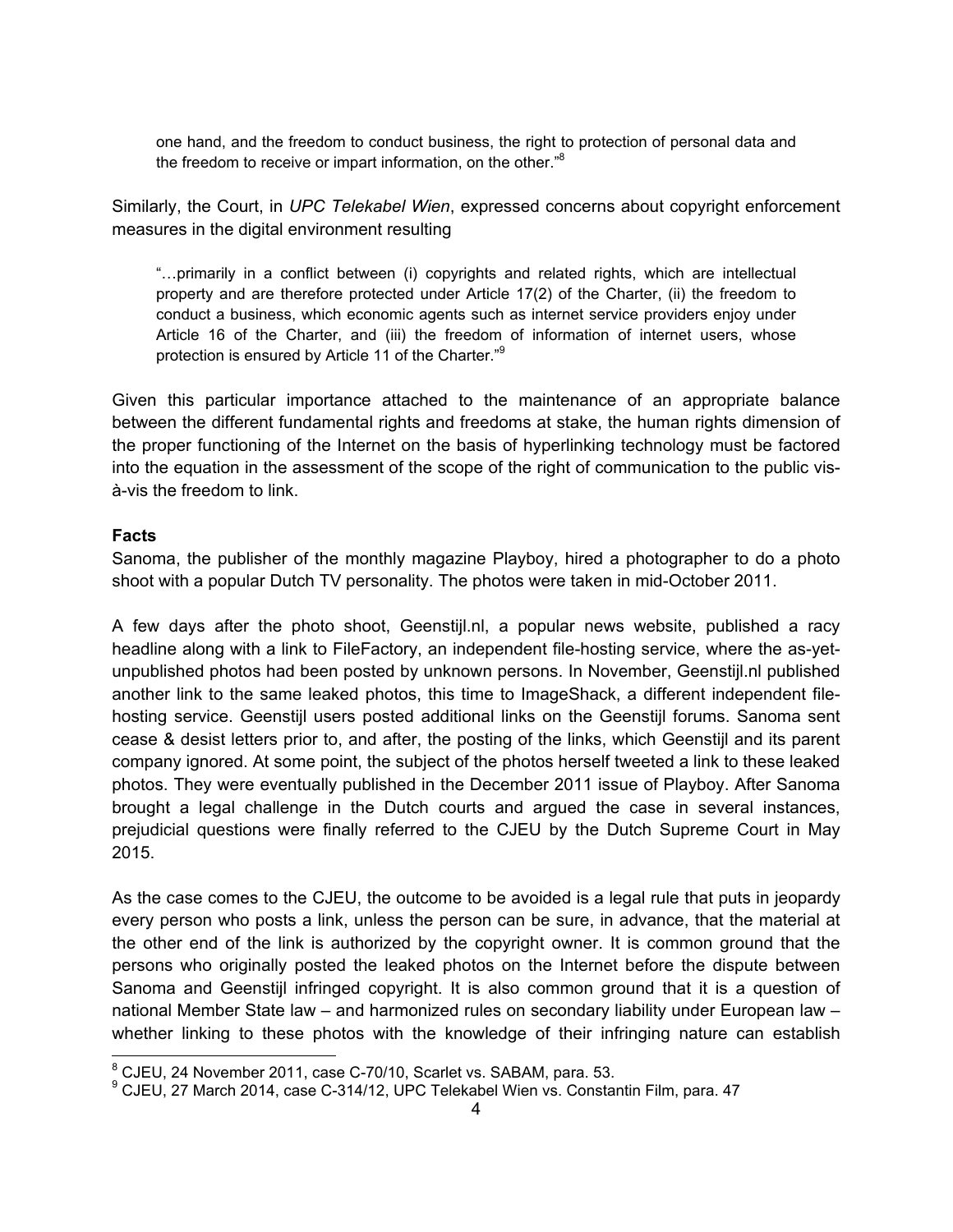> one hand, and the freedom to conduct business, the right to protection of personal data and the freedom to receive or impart information, on the other."[8]

Similarly, the Court, in *UPC Telekabel Wien*, expressed concerns about copyright enforcement measures in the digital environment resulting

> "…primarily in a conflict between (i) copyrights and related rights, which are intellectual property and are therefore protected under Article 17(2) of the Charter, (ii) the freedom to conduct a business, which economic agents such as internet service providers enjoy under Article 16 of the Charter, and (iii) the freedom of information of internet users, whose protection is ensured by Article 11 of the Charter."[9]

Given this particular importance attached to the maintenance of an appropriate balance between the different fundamental rights and freedoms at stake, the human rights dimension of the proper functioning of the Internet on the basis of hyperlinking technology must be factored into the equation in the assessment of the scope of the right of communication to the public vis-à-vis the freedom to link.

**Facts**

Sanoma, the publisher of the monthly magazine Playboy, hired a photographer to do a photo shoot with a popular Dutch TV personality. The photos were taken in mid-October 2011.

A few days after the photo shoot, Geenstijl.nl, a popular news website, published a racy headline along with a link to FileFactory, an independent file-hosting service, where the as-yet-unpublished photos had been posted by unknown persons. In November, Geenstijl.nl published another link to the same leaked photos, this time to ImageShack, a different independent file-hosting service. Geenstijl users posted additional links on the Geenstijl forums. Sanoma sent cease & desist letters prior to, and after, the posting of the links, which Geenstijl and its parent company ignored. At some point, the subject of the photos herself tweeted a link to these leaked photos. They were eventually published in the December 2011 issue of Playboy. After Sanoma brought a legal challenge in the Dutch courts and argued the case in several instances, prejudicial questions were finally referred to the CJEU by the Dutch Supreme Court in May 2015.

As the case comes to the CJEU, the outcome to be avoided is a legal rule that puts in jeopardy every person who posts a link, unless the person can be sure, in advance, that the material at the other end of the link is authorized by the copyright owner. It is common ground that the persons who originally posted the leaked photos on the Internet before the dispute between Sanoma and Geenstijl infringed copyright. It is also common ground that it is a question of national Member State law – and harmonized rules on secondary liability under European law – whether linking to these photos with the knowledge of their infringing nature can establish

---

[8] CJEU, 24 November 2011, case C-70/10, Scarlet vs. SABAM, para. 53.

[9] CJEU, 27 March 2014, case C-314/12, UPC Telekabel Wien vs. Constantin Film, para. 47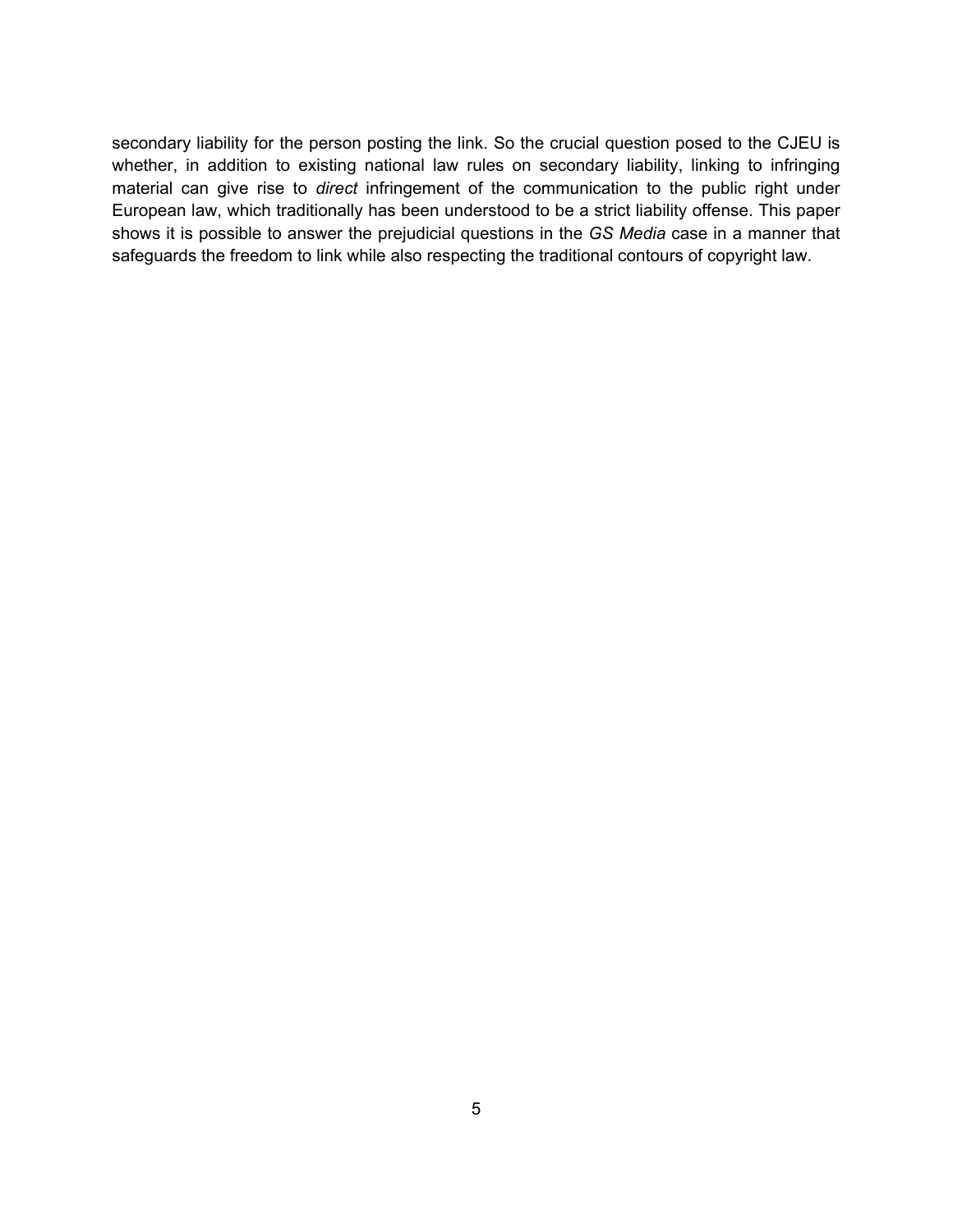secondary liability for the person posting the link. So the crucial question posed to the CJEU is whether, in addition to existing national law rules on secondary liability, linking to infringing material can give rise to *direct* infringement of the communication to the public right under European law, which traditionally has been understood to be a strict liability offense. This paper shows it is possible to answer the prejudicial questions in the *GS Media* case in a manner that safeguards the freedom to link while also respecting the traditional contours of copyright law.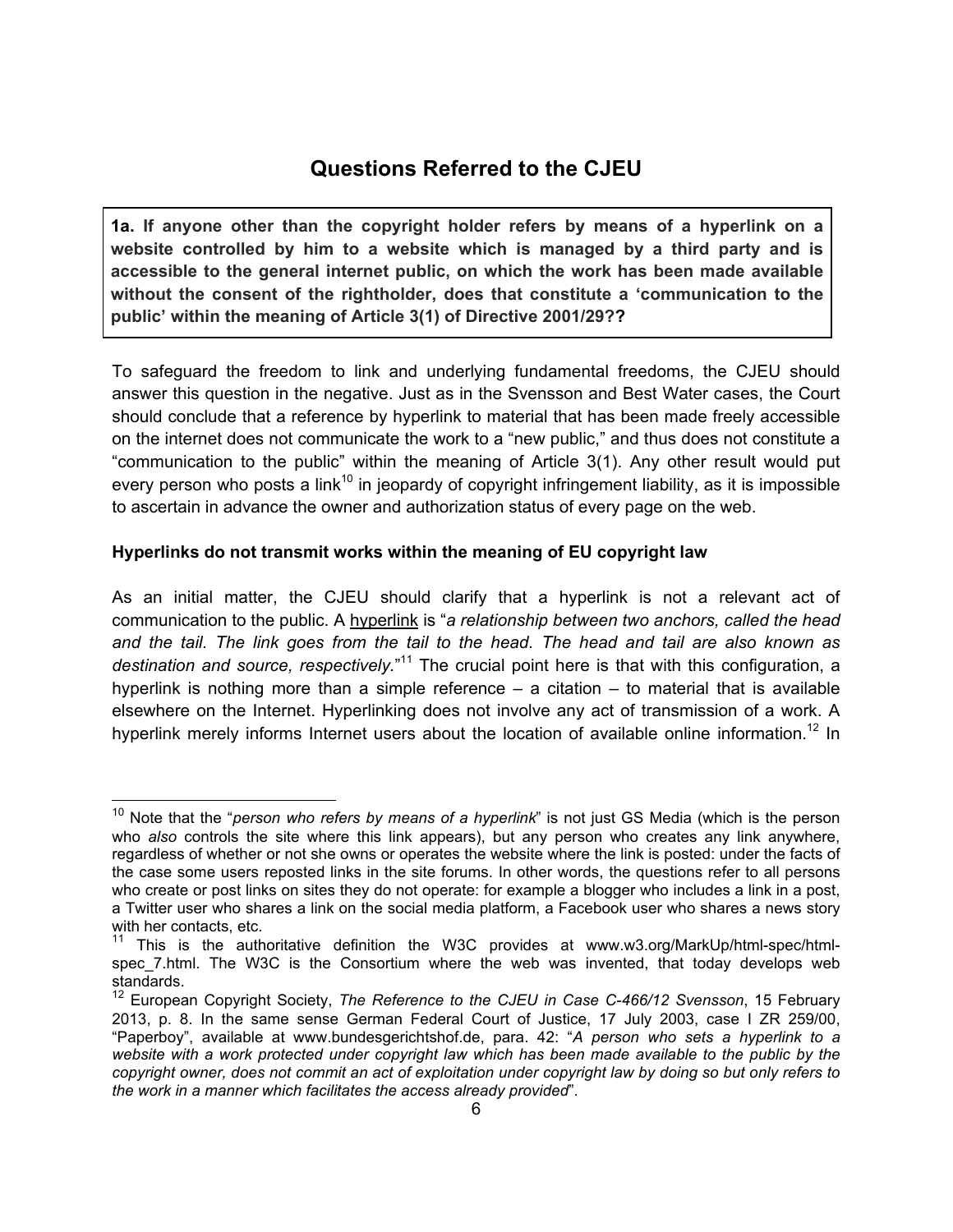## Questions Referred to the CJEU

> **1a. If anyone other than the copyright holder refers by means of a hyperlink on a website controlled by him to a website which is managed by a third party and is accessible to the general internet public, on which the work has been made available without the consent of the rightholder, does that constitute a 'communication to the public' within the meaning of Article 3(1) of Directive 2001/29??**

To safeguard the freedom to link and underlying fundamental freedoms, the CJEU should answer this question in the negative. Just as in the Svensson and Best Water cases, the Court should conclude that a reference by hyperlink to material that has been made freely accessible on the internet does not communicate the work to a "new public," and thus does not constitute a "communication to the public" within the meaning of Article 3(1). Any other result would put every person who posts a link[10] in jeopardy of copyright infringement liability, as it is impossible to ascertain in advance the owner and authorization status of every page on the web.

**Hyperlinks do not transmit works within the meaning of EU copyright law**

As an initial matter, the CJEU should clarify that a hyperlink is not a relevant act of communication to the public. A hyperlink is "*a relationship between two anchors, called the head and the tail. The link goes from the tail to the head. The head and tail are also known as destination and source, respectively.*"[11] The crucial point here is that with this configuration, a hyperlink is nothing more than a simple reference – a citation – to material that is available elsewhere on the Internet. Hyperlinking does not involve any act of transmission of a work. A hyperlink merely informs Internet users about the location of available online information.[12] In

---

[10] Note that the "*person who refers by means of a hyperlink*" is not just GS Media (which is the person who *also* controls the site where this link appears), but any person who creates any link anywhere, regardless of whether or not she owns or operates the website where the link is posted: under the facts of the case some users reposted links in the site forums. In other words, the questions refer to all persons who create or post links on sites they do not operate: for example a blogger who includes a link in a post, a Twitter user who shares a link on the social media platform, a Facebook user who shares a news story with her contacts, etc.

[11] This is the authoritative definition the W3C provides at www.w3.org/MarkUp/html-spec/html-spec_7.html. The W3C is the Consortium where the web was invented, that today develops web standards.

[12] European Copyright Society, *The Reference to the CJEU in Case C-466/12 Svensson*, 15 February 2013, p. 8. In the same sense German Federal Court of Justice, 17 July 2003, case I ZR 259/00, "Paperboy", available at www.bundesgerichtshof.de, para. 42: "*A person who sets a hyperlink to a website with a work protected under copyright law which has been made available to the public by the copyright owner, does not commit an act of exploitation under copyright law by doing so but only refers to the work in a manner which facilitates the access already provided*".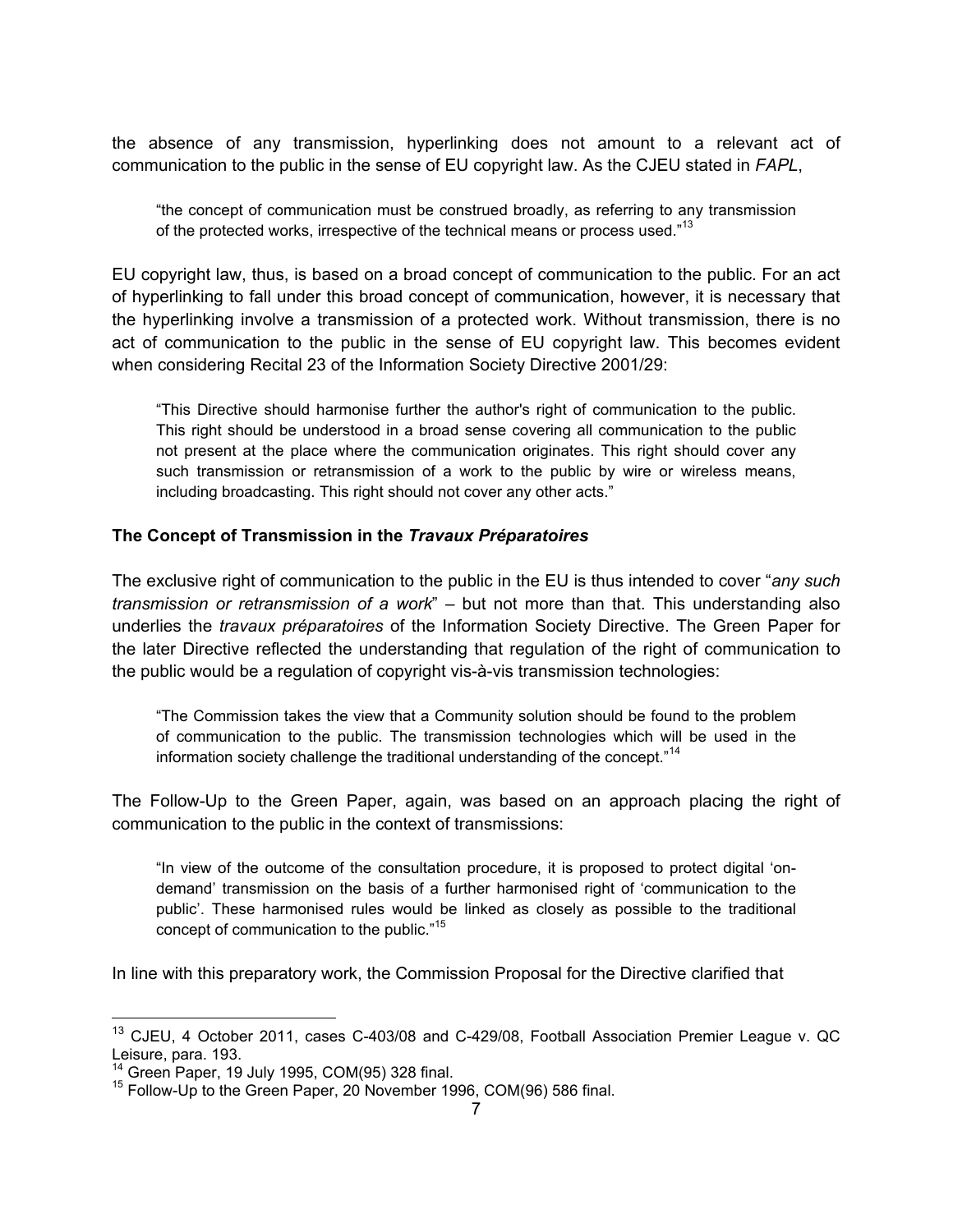the absence of any transmission, hyperlinking does not amount to a relevant act of communication to the public in the sense of EU copyright law. As the CJEU stated in *FAPL*,

> "the concept of communication must be construed broadly, as referring to any transmission of the protected works, irrespective of the technical means or process used."[13]

EU copyright law, thus, is based on a broad concept of communication to the public. For an act of hyperlinking to fall under this broad concept of communication, however, it is necessary that the hyperlinking involve a transmission of a protected work. Without transmission, there is no act of communication to the public in the sense of EU copyright law. This becomes evident when considering Recital 23 of the Information Society Directive 2001/29:

> "This Directive should harmonise further the author's right of communication to the public. This right should be understood in a broad sense covering all communication to the public not present at the place where the communication originates. This right should cover any such transmission or retransmission of a work to the public by wire or wireless means, including broadcasting. This right should not cover any other acts."

**The Concept of Transmission in the *Travaux Préparatoires***

The exclusive right of communication to the public in the EU is thus intended to cover "*any such transmission or retransmission of a work*" – but not more than that. This understanding also underlies the *travaux préparatoires* of the Information Society Directive. The Green Paper for the later Directive reflected the understanding that regulation of the right of communication to the public would be a regulation of copyright vis-à-vis transmission technologies:

> "The Commission takes the view that a Community solution should be found to the problem of communication to the public. The transmission technologies which will be used in the information society challenge the traditional understanding of the concept."[14]

The Follow-Up to the Green Paper, again, was based on an approach placing the right of communication to the public in the context of transmissions:

> "In view of the outcome of the consultation procedure, it is proposed to protect digital 'on-demand' transmission on the basis of a further harmonised right of 'communication to the public'. These harmonised rules would be linked as closely as possible to the traditional concept of communication to the public."[15]

In line with this preparatory work, the Commission Proposal for the Directive clarified that

---

[13] CJEU, 4 October 2011, cases C-403/08 and C-429/08, Football Association Premier League v. QC Leisure, para. 193.
[14] Green Paper, 19 July 1995, COM(95) 328 final.
[15] Follow-Up to the Green Paper, 20 November 1996, COM(96) 586 final.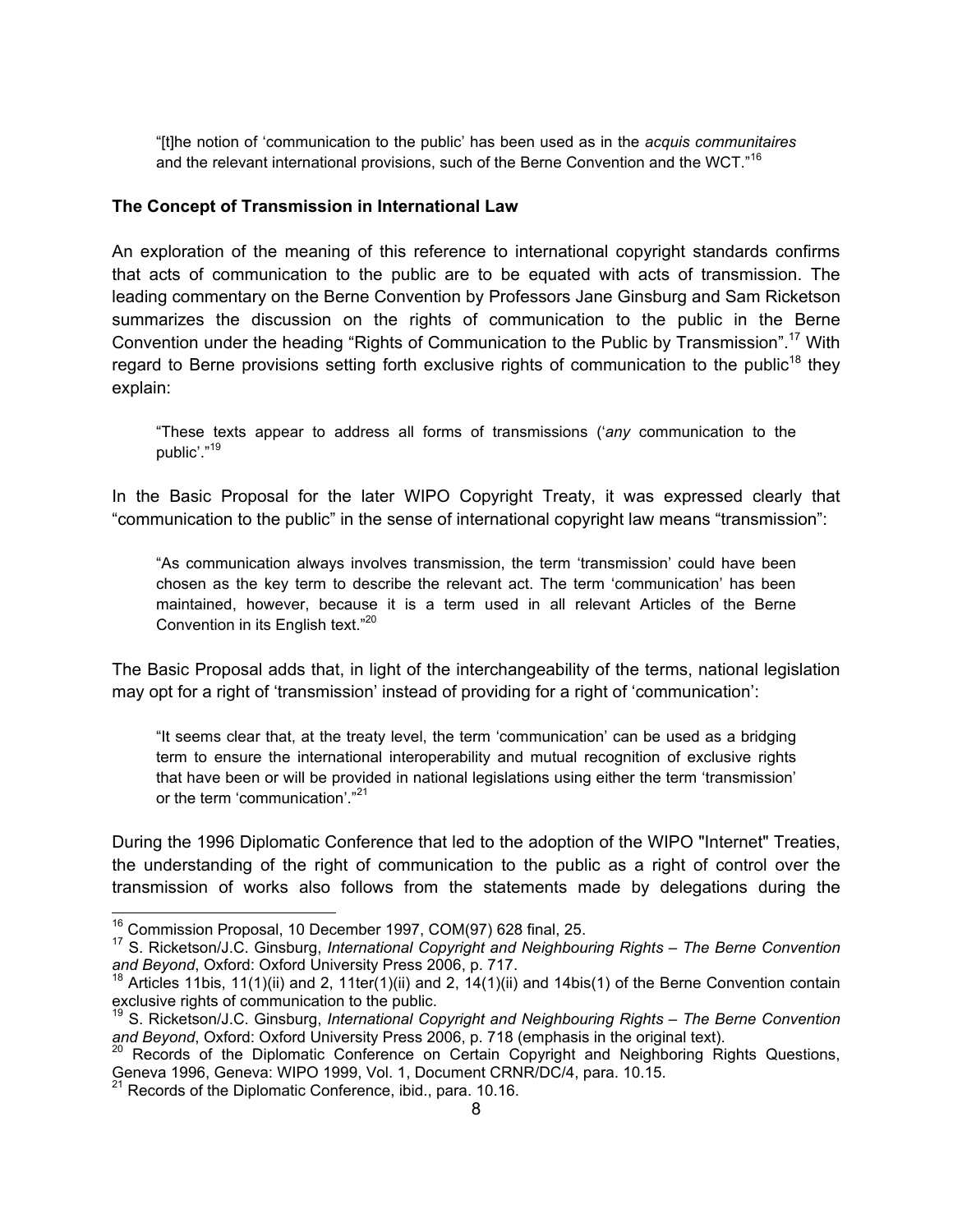> "[t]he notion of 'communication to the public' has been used as in the *acquis communitaires* and the relevant international provisions, such of the Berne Convention and the WCT."[16]

**The Concept of Transmission in International Law**

An exploration of the meaning of this reference to international copyright standards confirms that acts of communication to the public are to be equated with acts of transmission. The leading commentary on the Berne Convention by Professors Jane Ginsburg and Sam Ricketson summarizes the discussion on the rights of communication to the public in the Berne Convention under the heading "Rights of Communication to the Public by Transmission".[17] With regard to Berne provisions setting forth exclusive rights of communication to the public[18] they explain:

> "These texts appear to address all forms of transmissions ('*any* communication to the public'."[19]

In the Basic Proposal for the later WIPO Copyright Treaty, it was expressed clearly that "communication to the public" in the sense of international copyright law means "transmission":

> "As communication always involves transmission, the term 'transmission' could have been chosen as the key term to describe the relevant act. The term 'communication' has been maintained, however, because it is a term used in all relevant Articles of the Berne Convention in its English text."[20]

The Basic Proposal adds that, in light of the interchangeability of the terms, national legislation may opt for a right of 'transmission' instead of providing for a right of 'communication':

> "It seems clear that, at the treaty level, the term 'communication' can be used as a bridging term to ensure the international interoperability and mutual recognition of exclusive rights that have been or will be provided in national legislations using either the term 'transmission' or the term 'communication'."[21]

During the 1996 Diplomatic Conference that led to the adoption of the WIPO "Internet" Treaties, the understanding of the right of communication to the public as a right of control over the transmission of works also follows from the statements made by delegations during the

---

[16] Commission Proposal, 10 December 1997, COM(97) 628 final, 25.

[17] S. Ricketson/J.C. Ginsburg, *International Copyright and Neighbouring Rights – The Berne Convention and Beyond*, Oxford: Oxford University Press 2006, p. 717.

[18] Articles 11bis, 11(1)(ii) and 2, 11ter(1)(ii) and 2, 14(1)(ii) and 14bis(1) of the Berne Convention contain exclusive rights of communication to the public.

[19] S. Ricketson/J.C. Ginsburg, *International Copyright and Neighbouring Rights – The Berne Convention and Beyond*, Oxford: Oxford University Press 2006, p. 718 (emphasis in the original text).

[20] Records of the Diplomatic Conference on Certain Copyright and Neighboring Rights Questions, Geneva 1996, Geneva: WIPO 1999, Vol. 1, Document CRNR/DC/4, para. 10.15.

[21] Records of the Diplomatic Conference, ibid., para. 10.16.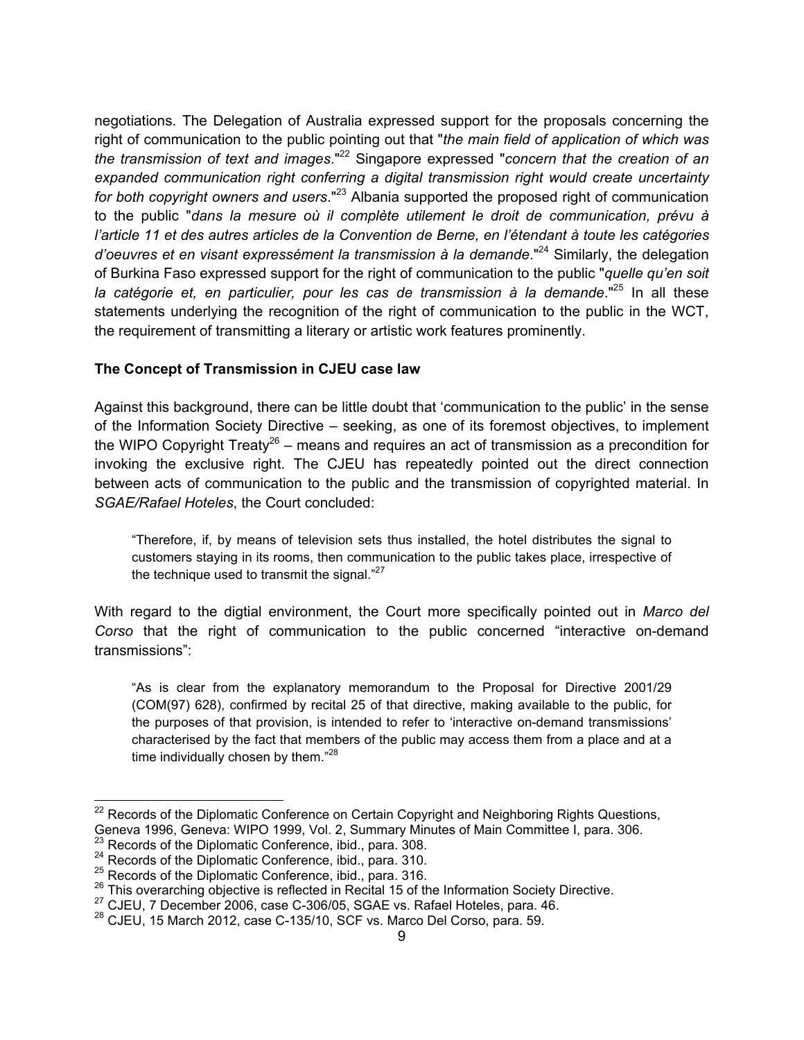negotiations. The Delegation of Australia expressed support for the proposals concerning the right of communication to the public pointing out that "*the main field of application of which was the transmission of text and images*."[22] Singapore expressed "*concern that the creation of an expanded communication right conferring a digital transmission right would create uncertainty for both copyright owners and users*."[23] Albania supported the proposed right of communication to the public "*dans la mesure où il complète utilement le droit de communication, prévu à l'article 11 et des autres articles de la Convention de Berne, en l'étendant à toute les catégories d'oeuvres et en visant expressément la transmission à la demande*."[24] Similarly, the delegation of Burkina Faso expressed support for the right of communication to the public "*quelle qu'en soit la catégorie et, en particulier, pour les cas de transmission à la demande*."[25] In all these statements underlying the recognition of the right of communication to the public in the WCT, the requirement of transmitting a literary or artistic work features prominently.

**The Concept of Transmission in CJEU case law**

Against this background, there can be little doubt that 'communication to the public' in the sense of the Information Society Directive – seeking, as one of its foremost objectives, to implement the WIPO Copyright Treaty[26] – means and requires an act of transmission as a precondition for invoking the exclusive right. The CJEU has repeatedly pointed out the direct connection between acts of communication to the public and the transmission of copyrighted material. In *SGAE/Rafael Hoteles*, the Court concluded:

> "Therefore, if, by means of television sets thus installed, the hotel distributes the signal to customers staying in its rooms, then communication to the public takes place, irrespective of the technique used to transmit the signal."[27]

With regard to the digtial environment, the Court more specifically pointed out in *Marco del Corso* that the right of communication to the public concerned "interactive on-demand transmissions":

> "As is clear from the explanatory memorandum to the Proposal for Directive 2001/29 (COM(97) 628), confirmed by recital 25 of that directive, making available to the public, for the purposes of that provision, is intended to refer to 'interactive on-demand transmissions' characterised by the fact that members of the public may access them from a place and at a time individually chosen by them."[28]

---

[22] Records of the Diplomatic Conference on Certain Copyright and Neighboring Rights Questions, Geneva 1996, Geneva: WIPO 1999, Vol. 2, Summary Minutes of Main Committee I, para. 306.
[23] Records of the Diplomatic Conference, ibid., para. 308.
[24] Records of the Diplomatic Conference, ibid., para. 310.
[25] Records of the Diplomatic Conference, ibid., para. 316.
[26] This overarching objective is reflected in Recital 15 of the Information Society Directive.
[27] CJEU, 7 December 2006, case C-306/05, SGAE vs. Rafael Hoteles, para. 46.
[28] CJEU, 15 March 2012, case C-135/10, SCF vs. Marco Del Corso, para. 59.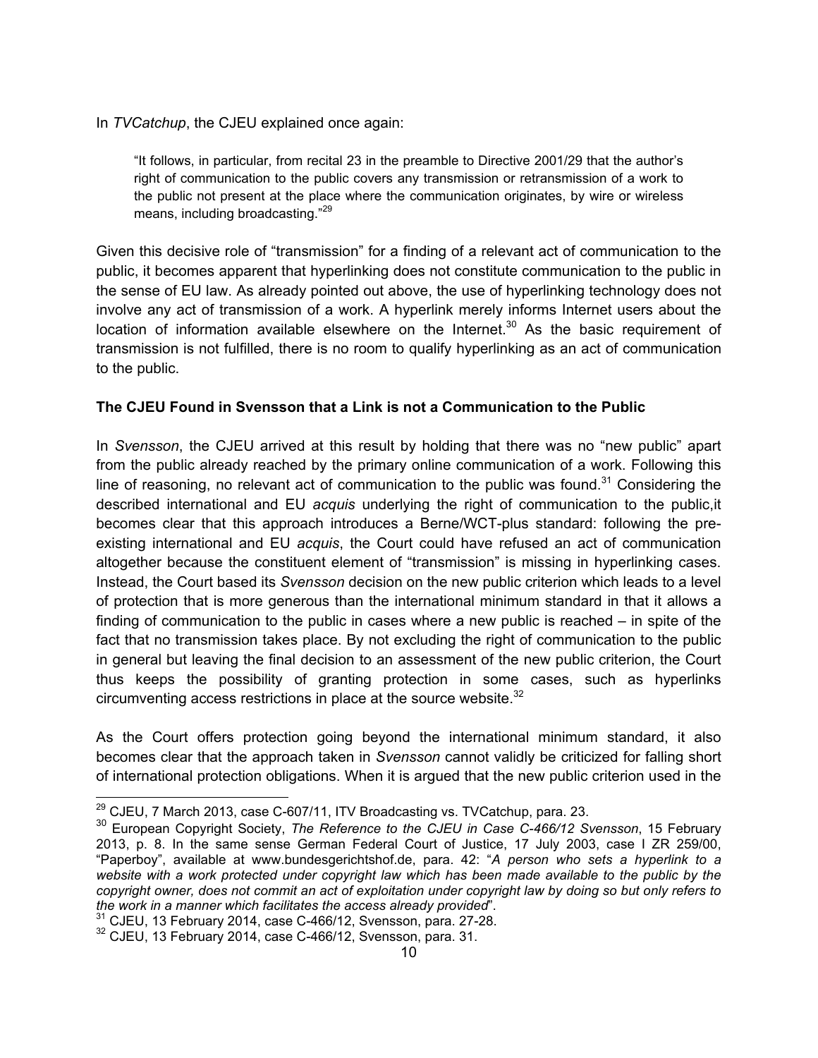In *TVCatchup*, the CJEU explained once again:

> "It follows, in particular, from recital 23 in the preamble to Directive 2001/29 that the author's right of communication to the public covers any transmission or retransmission of a work to the public not present at the place where the communication originates, by wire or wireless means, including broadcasting."[29]

Given this decisive role of "transmission" for a finding of a relevant act of communication to the public, it becomes apparent that hyperlinking does not constitute communication to the public in the sense of EU law. As already pointed out above, the use of hyperlinking technology does not involve any act of transmission of a work. A hyperlink merely informs Internet users about the location of information available elsewhere on the Internet.[30] As the basic requirement of transmission is not fulfilled, there is no room to qualify hyperlinking as an act of communication to the public.

**The CJEU Found in Svensson that a Link is not a Communication to the Public**

In *Svensson*, the CJEU arrived at this result by holding that there was no "new public" apart from the public already reached by the primary online communication of a work. Following this line of reasoning, no relevant act of communication to the public was found.[31] Considering the described international and EU *acquis* underlying the right of communication to the public,it becomes clear that this approach introduces a Berne/WCT-plus standard: following the pre-existing international and EU *acquis*, the Court could have refused an act of communication altogether because the constituent element of "transmission" is missing in hyperlinking cases. Instead, the Court based its *Svensson* decision on the new public criterion which leads to a level of protection that is more generous than the international minimum standard in that it allows a finding of communication to the public in cases where a new public is reached – in spite of the fact that no transmission takes place. By not excluding the right of communication to the public in general but leaving the final decision to an assessment of the new public criterion, the Court thus keeps the possibility of granting protection in some cases, such as hyperlinks circumventing access restrictions in place at the source website.[32]

As the Court offers protection going beyond the international minimum standard, it also becomes clear that the approach taken in *Svensson* cannot validly be criticized for falling short of international protection obligations. When it is argued that the new public criterion used in the

---

[29] CJEU, 7 March 2013, case C-607/11, ITV Broadcasting vs. TVCatchup, para. 23.

[30] European Copyright Society, *The Reference to the CJEU in Case C-466/12 Svensson*, 15 February 2013, p. 8. In the same sense German Federal Court of Justice, 17 July 2003, case I ZR 259/00, "Paperboy", available at www.bundesgerichtshof.de, para. 42: "*A person who sets a hyperlink to a website with a work protected under copyright law which has been made available to the public by the copyright owner, does not commit an act of exploitation under copyright law by doing so but only refers to the work in a manner which facilitates the access already provided*".

[31] CJEU, 13 February 2014, case C-466/12, Svensson, para. 27-28.

[32] CJEU, 13 February 2014, case C-466/12, Svensson, para. 31.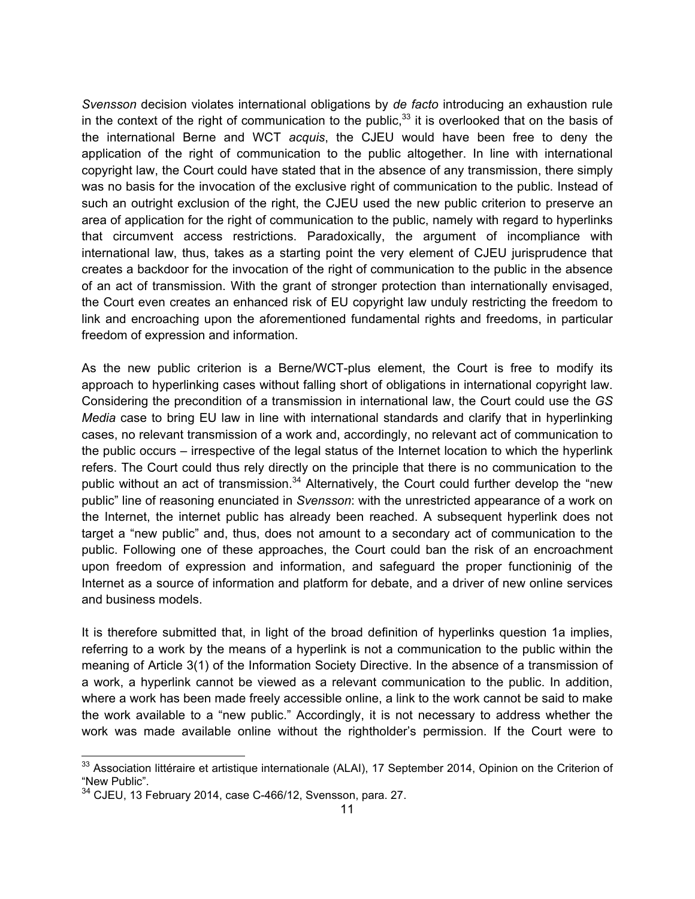*Svensson* decision violates international obligations by *de facto* introducing an exhaustion rule in the context of the right of communication to the public,[33] it is overlooked that on the basis of the international Berne and WCT *acquis*, the CJEU would have been free to deny the application of the right of communication to the public altogether. In line with international copyright law, the Court could have stated that in the absence of any transmission, there simply was no basis for the invocation of the exclusive right of communication to the public. Instead of such an outright exclusion of the right, the CJEU used the new public criterion to preserve an area of application for the right of communication to the public, namely with regard to hyperlinks that circumvent access restrictions. Paradoxically, the argument of incompliance with international law, thus, takes as a starting point the very element of CJEU jurisprudence that creates a backdoor for the invocation of the right of communication to the public in the absence of an act of transmission. With the grant of stronger protection than internationally envisaged, the Court even creates an enhanced risk of EU copyright law unduly restricting the freedom to link and encroaching upon the aforementioned fundamental rights and freedoms, in particular freedom of expression and information.

As the new public criterion is a Berne/WCT-plus element, the Court is free to modify its approach to hyperlinking cases without falling short of obligations in international copyright law. Considering the precondition of a transmission in international law, the Court could use the *GS Media* case to bring EU law in line with international standards and clarify that in hyperlinking cases, no relevant transmission of a work and, accordingly, no relevant act of communication to the public occurs – irrespective of the legal status of the Internet location to which the hyperlink refers. The Court could thus rely directly on the principle that there is no communication to the public without an act of transmission.[34] Alternatively, the Court could further develop the "new public" line of reasoning enunciated in *Svensson*: with the unrestricted appearance of a work on the Internet, the internet public has already been reached. A subsequent hyperlink does not target a "new public" and, thus, does not amount to a secondary act of communication to the public. Following one of these approaches, the Court could ban the risk of an encroachment upon freedom of expression and information, and safeguard the proper functioninig of the Internet as a source of information and platform for debate, and a driver of new online services and business models.

It is therefore submitted that, in light of the broad definition of hyperlinks question 1a implies, referring to a work by the means of a hyperlink is not a communication to the public within the meaning of Article 3(1) of the Information Society Directive. In the absence of a transmission of a work, a hyperlink cannot be viewed as a relevant communication to the public. In addition, where a work has been made freely accessible online, a link to the work cannot be said to make the work available to a "new public." Accordingly, it is not necessary to address whether the work was made available online without the rightholder's permission. If the Court were to

---

[33] Association littéraire et artistique internationale (ALAI), 17 September 2014, Opinion on the Criterion of "New Public".

[34] CJEU, 13 February 2014, case C-466/12, Svensson, para. 27.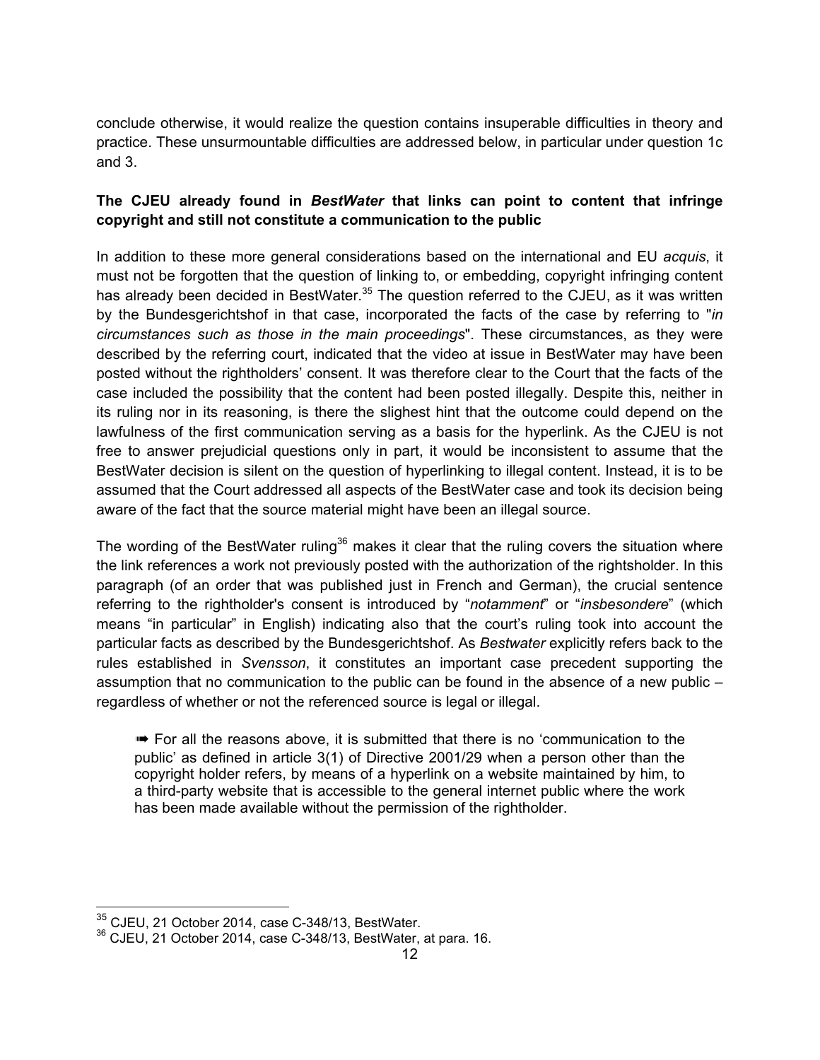conclude otherwise, it would realize the question contains insuperable difficulties in theory and practice. These unsurmountable difficulties are addressed below, in particular under question 1c and 3.

**The CJEU already found in *BestWater* that links can point to content that infringe copyright and still not constitute a communication to the public**

In addition to these more general considerations based on the international and EU *acquis*, it must not be forgotten that the question of linking to, or embedding, copyright infringing content has already been decided in BestWater.[35] The question referred to the CJEU, as it was written by the Bundesgerichtshof in that case, incorporated the facts of the case by referring to "*in circumstances such as those in the main proceedings*". These circumstances, as they were described by the referring court, indicated that the video at issue in BestWater may have been posted without the rightholders' consent. It was therefore clear to the Court that the facts of the case included the possibility that the content had been posted illegally. Despite this, neither in its ruling nor in its reasoning, is there the slighest hint that the outcome could depend on the lawfulness of the first communication serving as a basis for the hyperlink. As the CJEU is not free to answer prejudicial questions only in part, it would be inconsistent to assume that the BestWater decision is silent on the question of hyperlinking to illegal content. Instead, it is to be assumed that the Court addressed all aspects of the BestWater case and took its decision being aware of the fact that the source material might have been an illegal source.

The wording of the BestWater ruling[36] makes it clear that the ruling covers the situation where the link references a work not previously posted with the authorization of the rightsholder. In this paragraph (of an order that was published just in French and German), the crucial sentence referring to the rightholder's consent is introduced by "*notamment*" or "*insbesondere*" (which means "in particular" in English) indicating also that the court's ruling took into account the particular facts as described by the Bundesgerichtshof. As *Bestwater* explicitly refers back to the rules established in *Svensson*, it constitutes an important case precedent supporting the assumption that no communication to the public can be found in the absence of a new public – regardless of whether or not the referenced source is legal or illegal.

> ➠ For all the reasons above, it is submitted that there is no 'communication to the public' as defined in article 3(1) of Directive 2001/29 when a person other than the copyright holder refers, by means of a hyperlink on a website maintained by him, to a third-party website that is accessible to the general internet public where the work has been made available without the permission of the rightholder.

---

[35] CJEU, 21 October 2014, case C-348/13, BestWater.

[36] CJEU, 21 October 2014, case C-348/13, BestWater, at para. 16.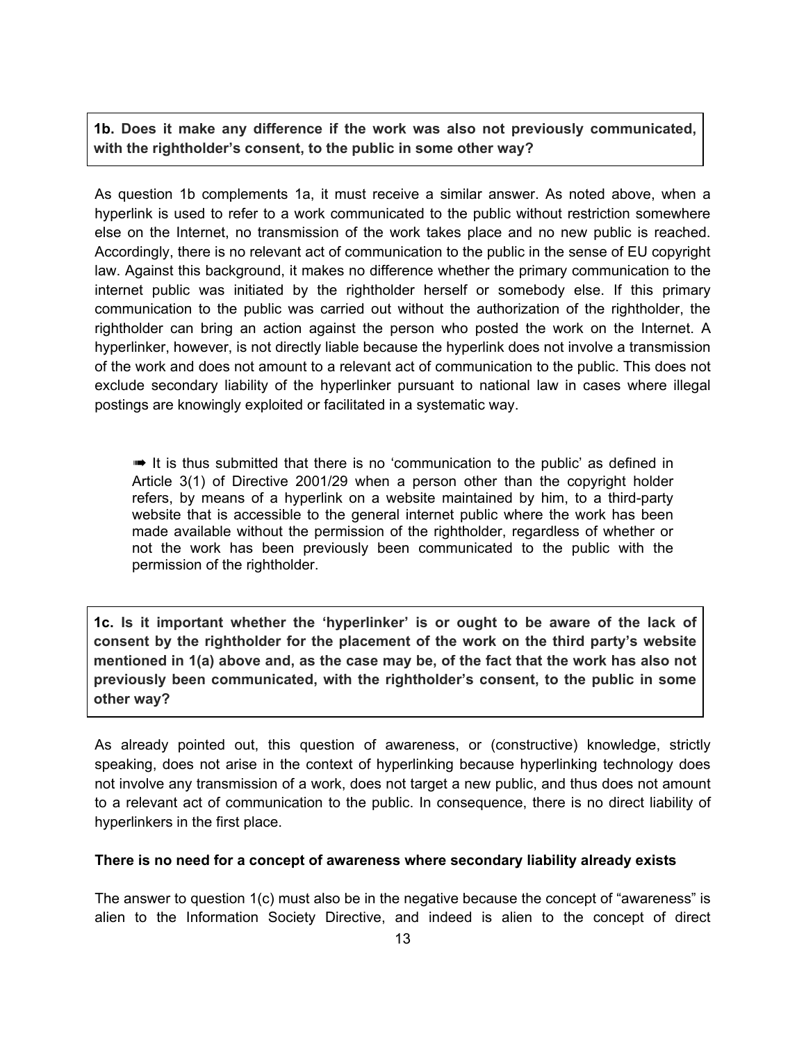**1b. Does it make any difference if the work was also not previously communicated, with the rightholder's consent, to the public in some other way?**

As question 1b complements 1a, it must receive a similar answer. As noted above, when a hyperlink is used to refer to a work communicated to the public without restriction somewhere else on the Internet, no transmission of the work takes place and no new public is reached. Accordingly, there is no relevant act of communication to the public in the sense of EU copyright law. Against this background, it makes no difference whether the primary communication to the internet public was initiated by the rightholder herself or somebody else. If this primary communication to the public was carried out without the authorization of the rightholder, the rightholder can bring an action against the person who posted the work on the Internet. A hyperlinker, however, is not directly liable because the hyperlink does not involve a transmission of the work and does not amount to a relevant act of communication to the public. This does not exclude secondary liability of the hyperlinker pursuant to national law in cases where illegal postings are knowingly exploited or facilitated in a systematic way.

> ➠ It is thus submitted that there is no 'communication to the public' as defined in Article 3(1) of Directive 2001/29 when a person other than the copyright holder refers, by means of a hyperlink on a website maintained by him, to a third-party website that is accessible to the general internet public where the work has been made available without the permission of the rightholder, regardless of whether or not the work has been previously been communicated to the public with the permission of the rightholder.

**1c. Is it important whether the 'hyperlinker' is or ought to be aware of the lack of consent by the rightholder for the placement of the work on the third party's website mentioned in 1(a) above and, as the case may be, of the fact that the work has also not previously been communicated, with the rightholder's consent, to the public in some other way?**

As already pointed out, this question of awareness, or (constructive) knowledge, strictly speaking, does not arise in the context of hyperlinking because hyperlinking technology does not involve any transmission of a work, does not target a new public, and thus does not amount to a relevant act of communication to the public. In consequence, there is no direct liability of hyperlinkers in the first place.

**There is no need for a concept of awareness where secondary liability already exists**

The answer to question 1(c) must also be in the negative because the concept of "awareness" is alien to the Information Society Directive, and indeed is alien to the concept of direct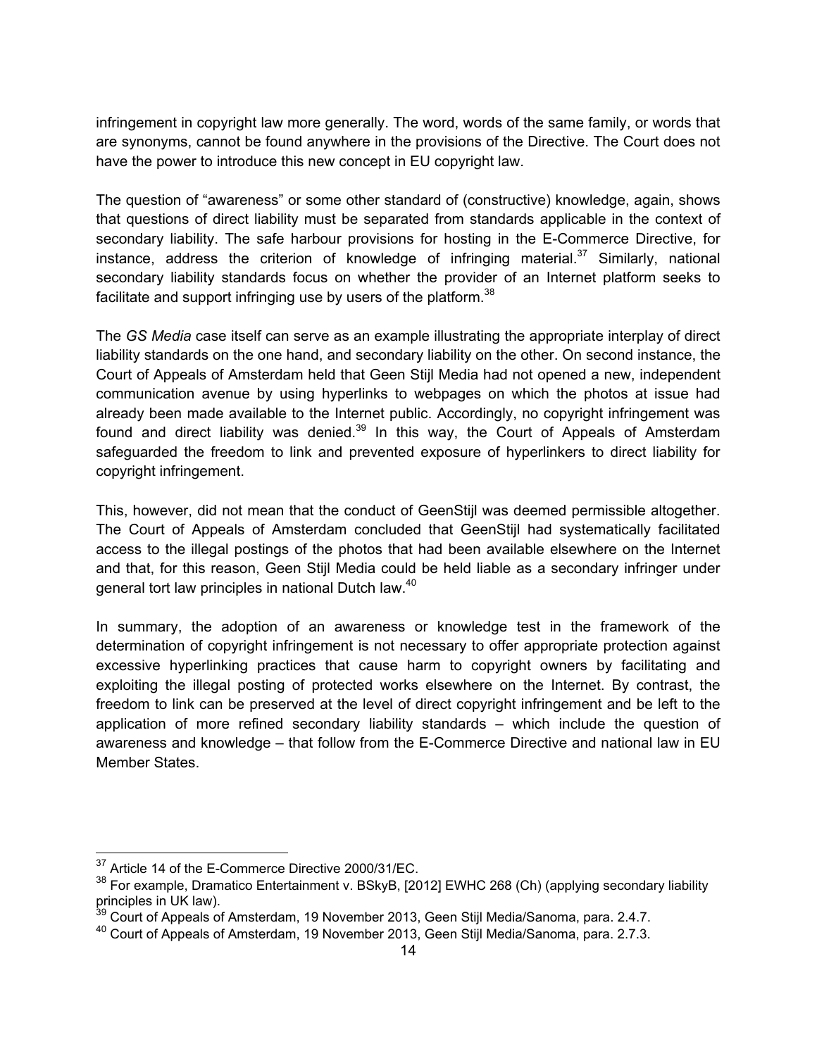infringement in copyright law more generally. The word, words of the same family, or words that are synonyms, cannot be found anywhere in the provisions of the Directive. The Court does not have the power to introduce this new concept in EU copyright law.

The question of "awareness" or some other standard of (constructive) knowledge, again, shows that questions of direct liability must be separated from standards applicable in the context of secondary liability. The safe harbour provisions for hosting in the E-Commerce Directive, for instance, address the criterion of knowledge of infringing material.[37] Similarly, national secondary liability standards focus on whether the provider of an Internet platform seeks to facilitate and support infringing use by users of the platform.[38]

The *GS Media* case itself can serve as an example illustrating the appropriate interplay of direct liability standards on the one hand, and secondary liability on the other. On second instance, the Court of Appeals of Amsterdam held that Geen Stijl Media had not opened a new, independent communication avenue by using hyperlinks to webpages on which the photos at issue had already been made available to the Internet public. Accordingly, no copyright infringement was found and direct liability was denied.[39] In this way, the Court of Appeals of Amsterdam safeguarded the freedom to link and prevented exposure of hyperlinkers to direct liability for copyright infringement.

This, however, did not mean that the conduct of GeenStijl was deemed permissible altogether. The Court of Appeals of Amsterdam concluded that GeenStijl had systematically facilitated access to the illegal postings of the photos that had been available elsewhere on the Internet and that, for this reason, Geen Stijl Media could be held liable as a secondary infringer under general tort law principles in national Dutch law.[40]

In summary, the adoption of an awareness or knowledge test in the framework of the determination of copyright infringement is not necessary to offer appropriate protection against excessive hyperlinking practices that cause harm to copyright owners by facilitating and exploiting the illegal posting of protected works elsewhere on the Internet. By contrast, the freedom to link can be preserved at the level of direct copyright infringement and be left to the application of more refined secondary liability standards – which include the question of awareness and knowledge – that follow from the E-Commerce Directive and national law in EU Member States.

---

[37] Article 14 of the E-Commerce Directive 2000/31/EC.

[38] For example, Dramatico Entertainment v. BSkyB, [2012] EWHC 268 (Ch) (applying secondary liability principles in UK law).

[39] Court of Appeals of Amsterdam, 19 November 2013, Geen Stijl Media/Sanoma, para. 2.4.7.

[40] Court of Appeals of Amsterdam, 19 November 2013, Geen Stijl Media/Sanoma, para. 2.7.3.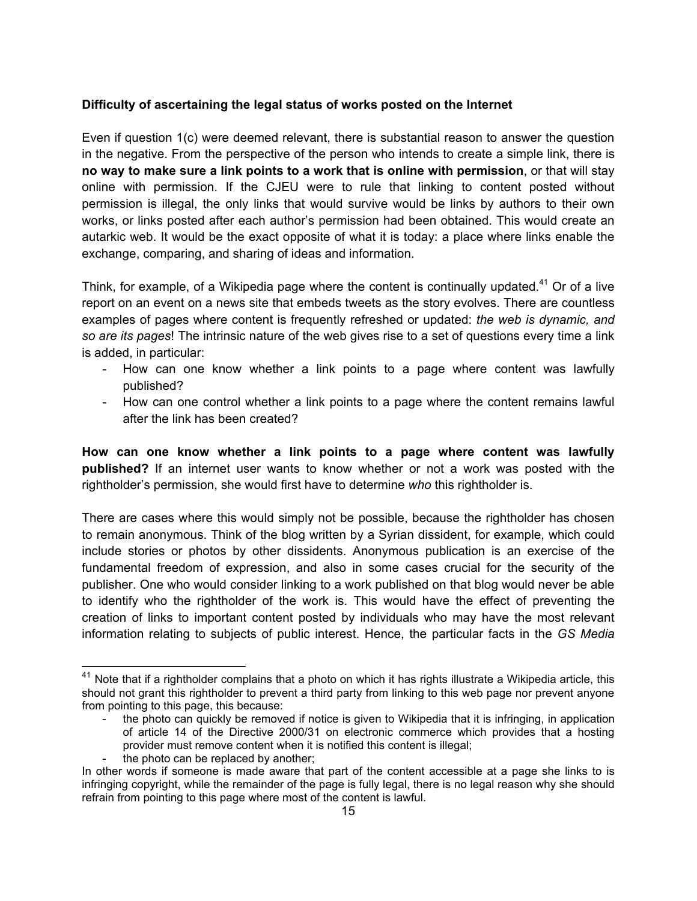**Difficulty of ascertaining the legal status of works posted on the Internet**

Even if question 1(c) were deemed relevant, there is substantial reason to answer the question in the negative. From the perspective of the person who intends to create a simple link, there is **no way to make sure a link points to a work that is online with permission**, or that will stay online with permission. If the CJEU were to rule that linking to content posted without permission is illegal, the only links that would survive would be links by authors to their own works, or links posted after each author's permission had been obtained. This would create an autarkic web. It would be the exact opposite of what it is today: a place where links enable the exchange, comparing, and sharing of ideas and information.

Think, for example, of a Wikipedia page where the content is continually updated.[41] Or of a live report on an event on a news site that embeds tweets as the story evolves. There are countless examples of pages where content is frequently refreshed or updated: *the web is dynamic, and so are its pages*! The intrinsic nature of the web gives rise to a set of questions every time a link is added, in particular:

- How can one know whether a link points to a page where content was lawfully published?
- How can one control whether a link points to a page where the content remains lawful after the link has been created?

**How can one know whether a link points to a page where content was lawfully published?** If an internet user wants to know whether or not a work was posted with the rightholder's permission, she would first have to determine *who* this rightholder is.

There are cases where this would simply not be possible, because the rightholder has chosen to remain anonymous. Think of the blog written by a Syrian dissident, for example, which could include stories or photos by other dissidents. Anonymous publication is an exercise of the fundamental freedom of expression, and also in some cases crucial for the security of the publisher. One who would consider linking to a work published on that blog would never be able to identify who the rightholder of the work is. This would have the effect of preventing the creation of links to important content posted by individuals who may have the most relevant information relating to subjects of public interest. Hence, the particular facts in the *GS Media*

---

[41] Note that if a rightholder complains that a photo on which it has rights illustrate a Wikipedia article, this should not grant this rightholder to prevent a third party from linking to this web page nor prevent anyone from pointing to this page, this because:

- the photo can quickly be removed if notice is given to Wikipedia that it is infringing, in application of article 14 of the Directive 2000/31 on electronic commerce which provides that a hosting provider must remove content when it is notified this content is illegal;
- the photo can be replaced by another;

In other words if someone is made aware that part of the content accessible at a page she links to is infringing copyright, while the remainder of the page is fully legal, there is no legal reason why she should refrain from pointing to this page where most of the content is lawful.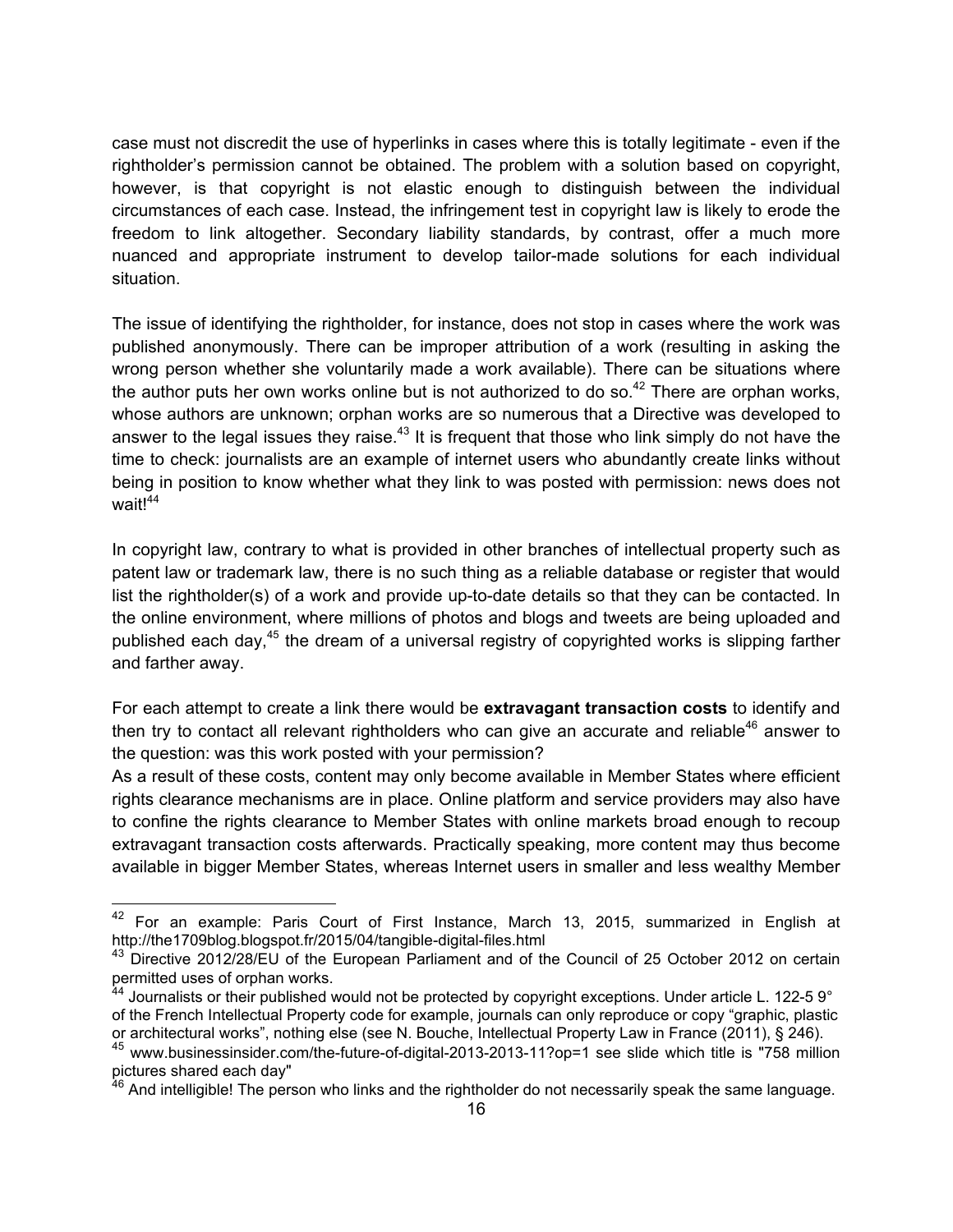case must not discredit the use of hyperlinks in cases where this is totally legitimate - even if the rightholder's permission cannot be obtained. The problem with a solution based on copyright, however, is that copyright is not elastic enough to distinguish between the individual circumstances of each case. Instead, the infringement test in copyright law is likely to erode the freedom to link altogether. Secondary liability standards, by contrast, offer a much more nuanced and appropriate instrument to develop tailor-made solutions for each individual situation.

The issue of identifying the rightholder, for instance, does not stop in cases where the work was published anonymously. There can be improper attribution of a work (resulting in asking the wrong person whether she voluntarily made a work available). There can be situations where the author puts her own works online but is not authorized to do so.[42] There are orphan works, whose authors are unknown; orphan works are so numerous that a Directive was developed to answer to the legal issues they raise.[43] It is frequent that those who link simply do not have the time to check: journalists are an example of internet users who abundantly create links without being in position to know whether what they link to was posted with permission: news does not wait![44]

In copyright law, contrary to what is provided in other branches of intellectual property such as patent law or trademark law, there is no such thing as a reliable database or register that would list the rightholder(s) of a work and provide up-to-date details so that they can be contacted. In the online environment, where millions of photos and blogs and tweets are being uploaded and published each day,[45] the dream of a universal registry of copyrighted works is slipping farther and farther away.

For each attempt to create a link there would be **extravagant transaction costs** to identify and then try to contact all relevant rightholders who can give an accurate and reliable[46] answer to the question: was this work posted with your permission?
As a result of these costs, content may only become available in Member States where efficient rights clearance mechanisms are in place. Online platform and service providers may also have to confine the rights clearance to Member States with online markets broad enough to recoup extravagant transaction costs afterwards. Practically speaking, more content may thus become available in bigger Member States, whereas Internet users in smaller and less wealthy Member

---

[42] For an example: Paris Court of First Instance, March 13, 2015, summarized in English at http://the1709blog.blogspot.fr/2015/04/tangible-digital-files.html

[43] Directive 2012/28/EU of the European Parliament and of the Council of 25 October 2012 on certain permitted uses of orphan works.

[44] Journalists or their published would not be protected by copyright exceptions. Under article L. 122-5 9° of the French Intellectual Property code for example, journals can only reproduce or copy "graphic, plastic or architectural works", nothing else (see N. Bouche, Intellectual Property Law in France (2011), § 246).

[45] www.businessinsider.com/the-future-of-digital-2013-2013-11?op=1 see slide which title is "758 million pictures shared each day"

[46] And intelligible! The person who links and the rightholder do not necessarily speak the same language.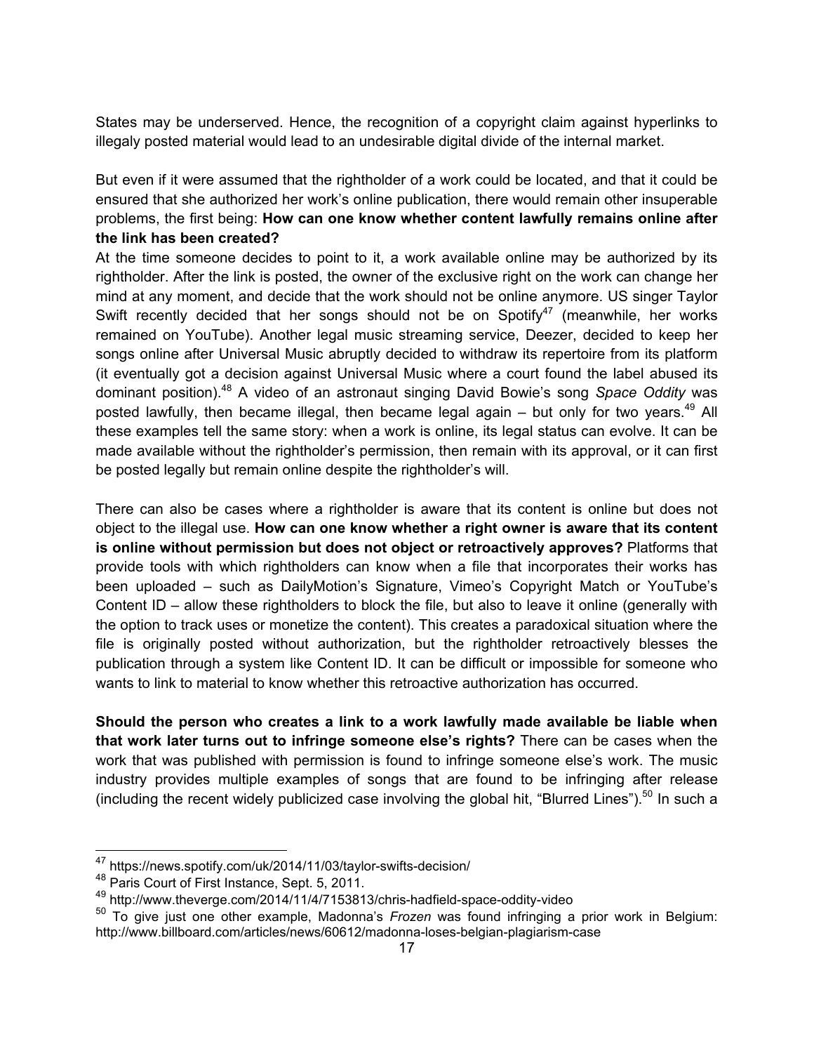States may be underserved. Hence, the recognition of a copyright claim against hyperlinks to illegaly posted material would lead to an undesirable digital divide of the internal market.

But even if it were assumed that the rightholder of a work could be located, and that it could be ensured that she authorized her work's online publication, there would remain other insuperable problems, the first being: **How can one know whether content lawfully remains online after the link has been created?**

At the time someone decides to point to it, a work available online may be authorized by its rightholder. After the link is posted, the owner of the exclusive right on the work can change her mind at any moment, and decide that the work should not be online anymore. US singer Taylor Swift recently decided that her songs should not be on Spotify[47] (meanwhile, her works remained on YouTube). Another legal music streaming service, Deezer, decided to keep her songs online after Universal Music abruptly decided to withdraw its repertoire from its platform (it eventually got a decision against Universal Music where a court found the label abused its dominant position).[48] A video of an astronaut singing David Bowie's song *Space Oddity* was posted lawfully, then became illegal, then became legal again – but only for two years.[49] All these examples tell the same story: when a work is online, its legal status can evolve. It can be made available without the rightholder's permission, then remain with its approval, or it can first be posted legally but remain online despite the rightholder's will.

There can also be cases where a rightholder is aware that its content is online but does not object to the illegal use. **How can one know whether a right owner is aware that its content is online without permission but does not object or retroactively approves?** Platforms that provide tools with which rightholders can know when a file that incorporates their works has been uploaded – such as DailyMotion's Signature, Vimeo's Copyright Match or YouTube's Content ID – allow these rightholders to block the file, but also to leave it online (generally with the option to track uses or monetize the content). This creates a paradoxical situation where the file is originally posted without authorization, but the rightholder retroactively blesses the publication through a system like Content ID. It can be difficult or impossible for someone who wants to link to material to know whether this retroactive authorization has occurred.

**Should the person who creates a link to a work lawfully made available be liable when that work later turns out to infringe someone else's rights?** There can be cases when the work that was published with permission is found to infringe someone else's work. The music industry provides multiple examples of songs that are found to be infringing after release (including the recent widely publicized case involving the global hit, "Blurred Lines").[50] In such a

---

[47] https://news.spotify.com/uk/2014/11/03/taylor-swifts-decision/

[48] Paris Court of First Instance, Sept. 5, 2011.

[49] http://www.theverge.com/2014/11/4/7153813/chris-hadfield-space-oddity-video

[50] To give just one other example, Madonna's *Frozen* was found infringing a prior work in Belgium: http://www.billboard.com/articles/news/60612/madonna-loses-belgian-plagiarism-case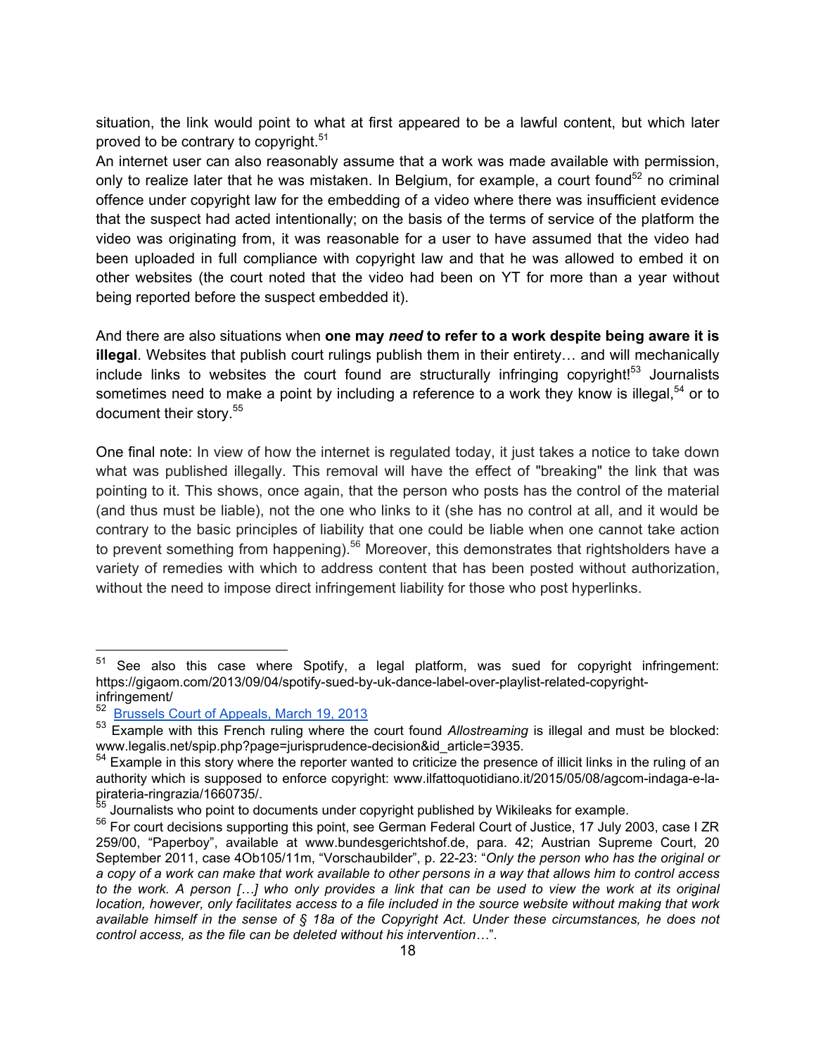situation, the link would point to what at first appeared to be a lawful content, but which later proved to be contrary to copyright.[51]

An internet user can also reasonably assume that a work was made available with permission, only to realize later that he was mistaken. In Belgium, for example, a court found[52] no criminal offence under copyright law for the embedding of a video where there was insufficient evidence that the suspect had acted intentionally; on the basis of the terms of service of the platform the video was originating from, it was reasonable for a user to have assumed that the video had been uploaded in full compliance with copyright law and that he was allowed to embed it on other websites (the court noted that the video had been on YT for more than a year without being reported before the suspect embedded it).

And there are also situations when **one may *need* to refer to a work despite being aware it is illegal**. Websites that publish court rulings publish them in their entirety… and will mechanically include links to websites the court found are structurally infringing copyright![53] Journalists sometimes need to make a point by including a reference to a work they know is illegal,[54] or to document their story.[55]

One final note: In view of how the internet is regulated today, it just takes a notice to take down what was published illegally. This removal will have the effect of "breaking" the link that was pointing to it. This shows, once again, that the person who posts has the control of the material (and thus must be liable), not the one who links to it (she has no control at all, and it would be contrary to the basic principles of liability that one could be liable when one cannot take action to prevent something from happening).[56] Moreover, this demonstrates that rightsholders have a variety of remedies with which to address content that has been posted without authorization, without the need to impose direct infringement liability for those who post hyperlinks.

---

[51] See also this case where Spotify, a legal platform, was sued for copyright infringement: https://gigaom.com/2013/09/04/spotify-sued-by-uk-dance-label-over-playlist-related-copyright-infringement/

[52] Brussels Court of Appeals, March 19, 2013

[53] Example with this French ruling where the court found *Allostreaming* is illegal and must be blocked: www.legalis.net/spip.php?page=jurisprudence-decision&id_article=3935.

[54] Example in this story where the reporter wanted to criticize the presence of illicit links in the ruling of an authority which is supposed to enforce copyright: www.ilfattoquotidiano.it/2015/05/08/agcom-indaga-e-la-pirateria-ringrazia/1660735/.

[55] Journalists who point to documents under copyright published by Wikileaks for example.

[56] For court decisions supporting this point, see German Federal Court of Justice, 17 July 2003, case I ZR 259/00, "Paperboy", available at www.bundesgerichtshof.de, para. 42; Austrian Supreme Court, 20 September 2011, case 4Ob105/11m, "Vorschaubilder", p. 22-23: "*Only the person who has the original or a copy of a work can make that work available to other persons in a way that allows him to control access to the work. A person […] who only provides a link that can be used to view the work at its original location, however, only facilitates access to a file included in the source website without making that work available himself in the sense of § 18a of the Copyright Act. Under these circumstances, he does not control access, as the file can be deleted without his intervention…*".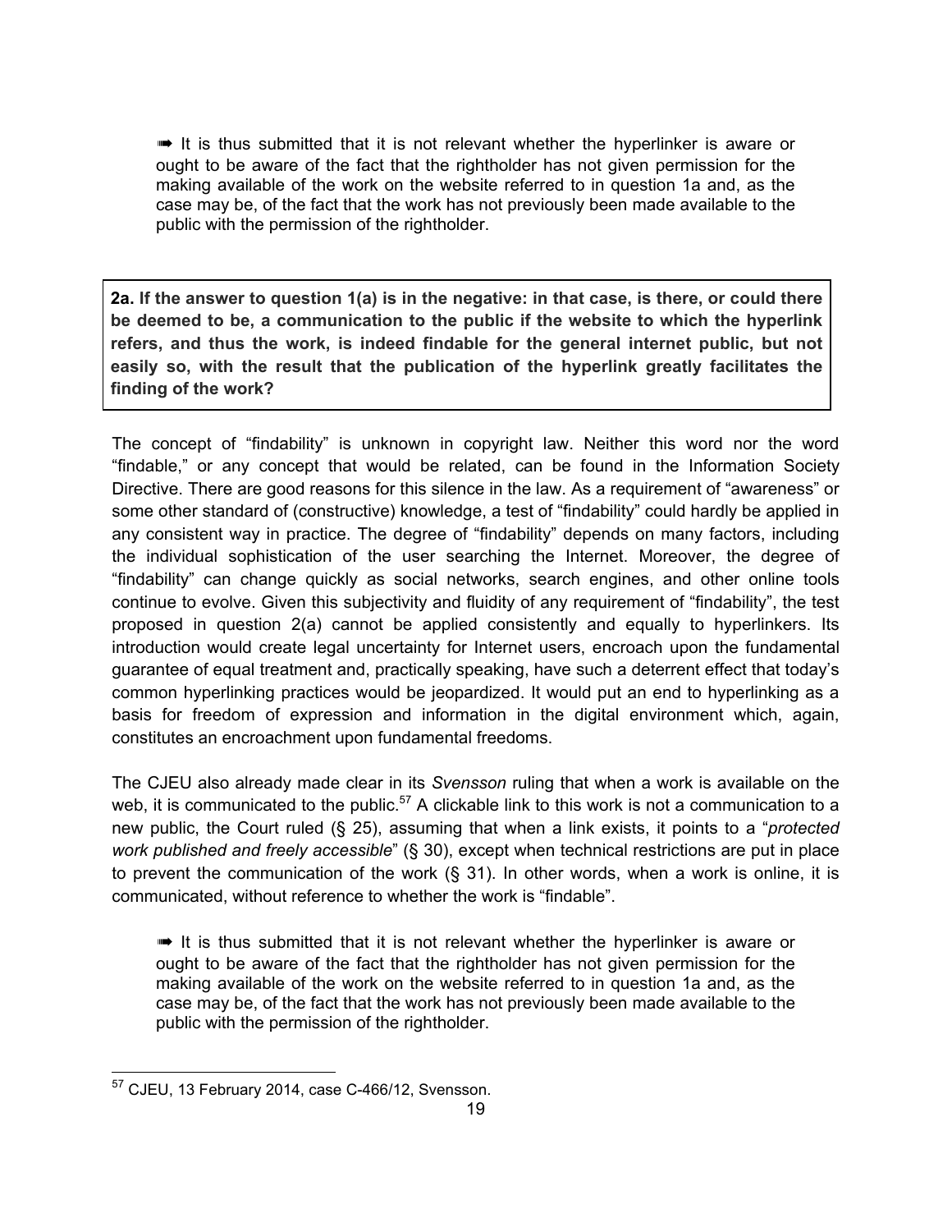➠ It is thus submitted that it is not relevant whether the hyperlinker is aware or ought to be aware of the fact that the rightholder has not given permission for the making available of the work on the website referred to in question 1a and, as the case may be, of the fact that the work has not previously been made available to the public with the permission of the rightholder.

**2a. If the answer to question 1(a) is in the negative: in that case, is there, or could there be deemed to be, a communication to the public if the website to which the hyperlink refers, and thus the work, is indeed findable for the general internet public, but not easily so, with the result that the publication of the hyperlink greatly facilitates the finding of the work?**

The concept of "findability" is unknown in copyright law. Neither this word nor the word "findable," or any concept that would be related, can be found in the Information Society Directive. There are good reasons for this silence in the law. As a requirement of "awareness" or some other standard of (constructive) knowledge, a test of "findability" could hardly be applied in any consistent way in practice. The degree of "findability" depends on many factors, including the individual sophistication of the user searching the Internet. Moreover, the degree of "findability" can change quickly as social networks, search engines, and other online tools continue to evolve. Given this subjectivity and fluidity of any requirement of "findability", the test proposed in question 2(a) cannot be applied consistently and equally to hyperlinkers. Its introduction would create legal uncertainty for Internet users, encroach upon the fundamental guarantee of equal treatment and, practically speaking, have such a deterrent effect that today's common hyperlinking practices would be jeopardized. It would put an end to hyperlinking as a basis for freedom of expression and information in the digital environment which, again, constitutes an encroachment upon fundamental freedoms.

The CJEU also already made clear in its *Svensson* ruling that when a work is available on the web, it is communicated to the public.[57] A clickable link to this work is not a communication to a new public, the Court ruled (§ 25), assuming that when a link exists, it points to a "*protected work published and freely accessible*" (§ 30), except when technical restrictions are put in place to prevent the communication of the work (§ 31). In other words, when a work is online, it is communicated, without reference to whether the work is "findable".

➠ It is thus submitted that it is not relevant whether the hyperlinker is aware or ought to be aware of the fact that the rightholder has not given permission for the making available of the work on the website referred to in question 1a and, as the case may be, of the fact that the work has not previously been made available to the public with the permission of the rightholder.

---

[57] CJEU, 13 February 2014, case C-466/12, Svensson.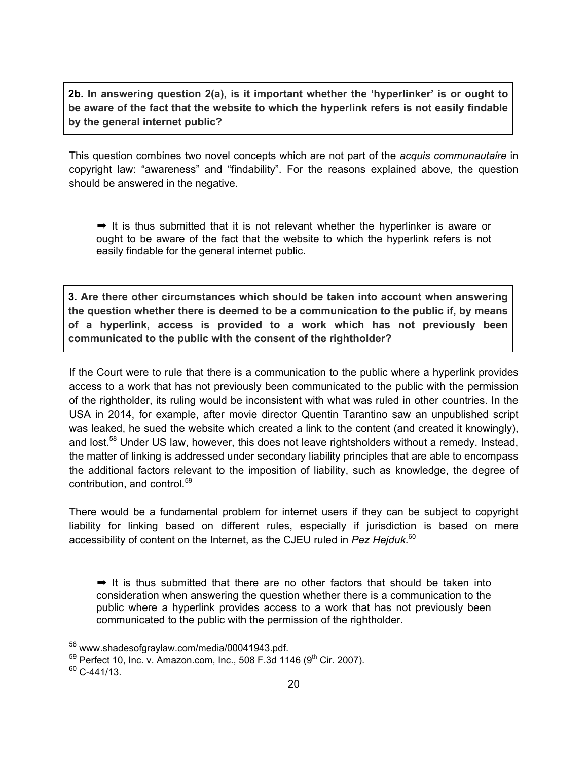**2b. In answering question 2(a), is it important whether the 'hyperlinker' is or ought to be aware of the fact that the website to which the hyperlink refers is not easily findable by the general internet public?**

This question combines two novel concepts which are not part of the *acquis communautaire* in copyright law: "awareness" and "findability". For the reasons explained above, the question should be answered in the negative.

> ➠ It is thus submitted that it is not relevant whether the hyperlinker is aware or ought to be aware of the fact that the website to which the hyperlink refers is not easily findable for the general internet public.

**3. Are there other circumstances which should be taken into account when answering the question whether there is deemed to be a communication to the public if, by means of a hyperlink, access is provided to a work which has not previously been communicated to the public with the consent of the rightholder?**

If the Court were to rule that there is a communication to the public where a hyperlink provides access to a work that has not previously been communicated to the public with the permission of the rightholder, its ruling would be inconsistent with what was ruled in other countries. In the USA in 2014, for example, after movie director Quentin Tarantino saw an unpublished script was leaked, he sued the website which created a link to the content (and created it knowingly), and lost.[58] Under US law, however, this does not leave rightsholders without a remedy. Instead, the matter of linking is addressed under secondary liability principles that are able to encompass the additional factors relevant to the imposition of liability, such as knowledge, the degree of contribution, and control.[59]

There would be a fundamental problem for internet users if they can be subject to copyright liability for linking based on different rules, especially if jurisdiction is based on mere accessibility of content on the Internet, as the CJEU ruled in *Pez Hejduk*.[60]

> ➠ It is thus submitted that there are no other factors that should be taken into consideration when answering the question whether there is a communication to the public where a hyperlink provides access to a work that has not previously been communicated to the public with the permission of the rightholder.

---

[58] www.shadesofgraylaw.com/media/00041943.pdf.

[59] Perfect 10, Inc. v. Amazon.com, Inc., 508 F.3d 1146 (9th Cir. 2007).

[60] C-441/13.